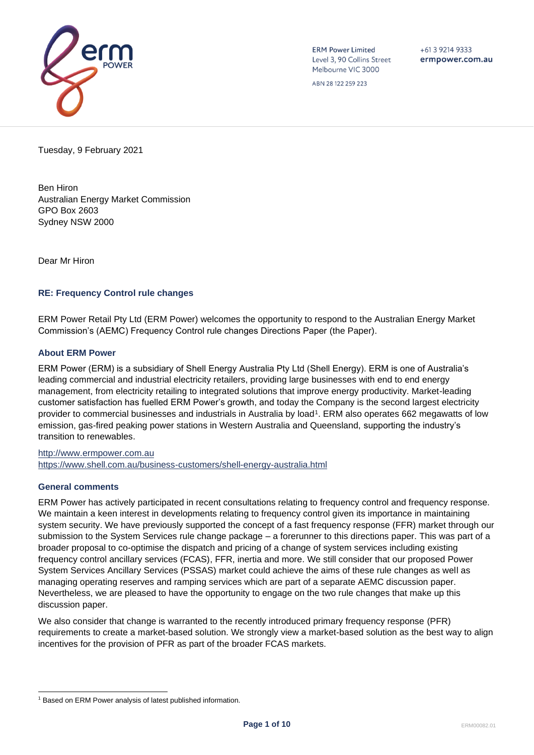ERM Power Limited
Level 3, 90 Collins Street
Melbourne VIC 3000

ABN 28 122 259 223

+61 3 9214 9333
ermpower.com.au

Tuesday, 9 February 2021

Ben Hiron
Australian Energy Market Commission
GPO Box 2603
Sydney NSW 2000

Dear Mr Hiron

### RE: Frequency Control rule changes

ERM Power Retail Pty Ltd (ERM Power) welcomes the opportunity to respond to the Australian Energy Market Commission's (AEMC) Frequency Control rule changes Directions Paper (the Paper).

### About ERM Power

ERM Power (ERM) is a subsidiary of Shell Energy Australia Pty Ltd (Shell Energy). ERM is one of Australia's leading commercial and industrial electricity retailers, providing large businesses with end to end energy management, from electricity retailing to integrated solutions that improve energy productivity. Market-leading customer satisfaction has fuelled ERM Power's growth, and today the Company is the second largest electricity provider to commercial businesses and industrials in Australia by load[1]. ERM also operates 662 megawatts of low emission, gas-fired peaking power stations in Western Australia and Queensland, supporting the industry's transition to renewables.

http://www.ermpower.com.au
https://www.shell.com.au/business-customers/shell-energy-australia.html

### General comments

ERM Power has actively participated in recent consultations relating to frequency control and frequency response. We maintain a keen interest in developments relating to frequency control given its importance in maintaining system security. We have previously supported the concept of a fast frequency response (FFR) market through our submission to the System Services rule change package – a forerunner to this directions paper. This was part of a broader proposal to co-optimise the dispatch and pricing of a change of system services including existing frequency control ancillary services (FCAS), FFR, inertia and more. We still consider that our proposed Power System Services Ancillary Services (PSSAS) market could achieve the aims of these rule changes as well as managing operating reserves and ramping services which are part of a separate AEMC discussion paper. Nevertheless, we are pleased to have the opportunity to engage on the two rule changes that make up this discussion paper.

We also consider that change is warranted to the recently introduced primary frequency response (PFR) requirements to create a market-based solution. We strongly view a market-based solution as the best way to align incentives for the provision of PFR as part of the broader FCAS markets.

[1] Based on ERM Power analysis of latest published information.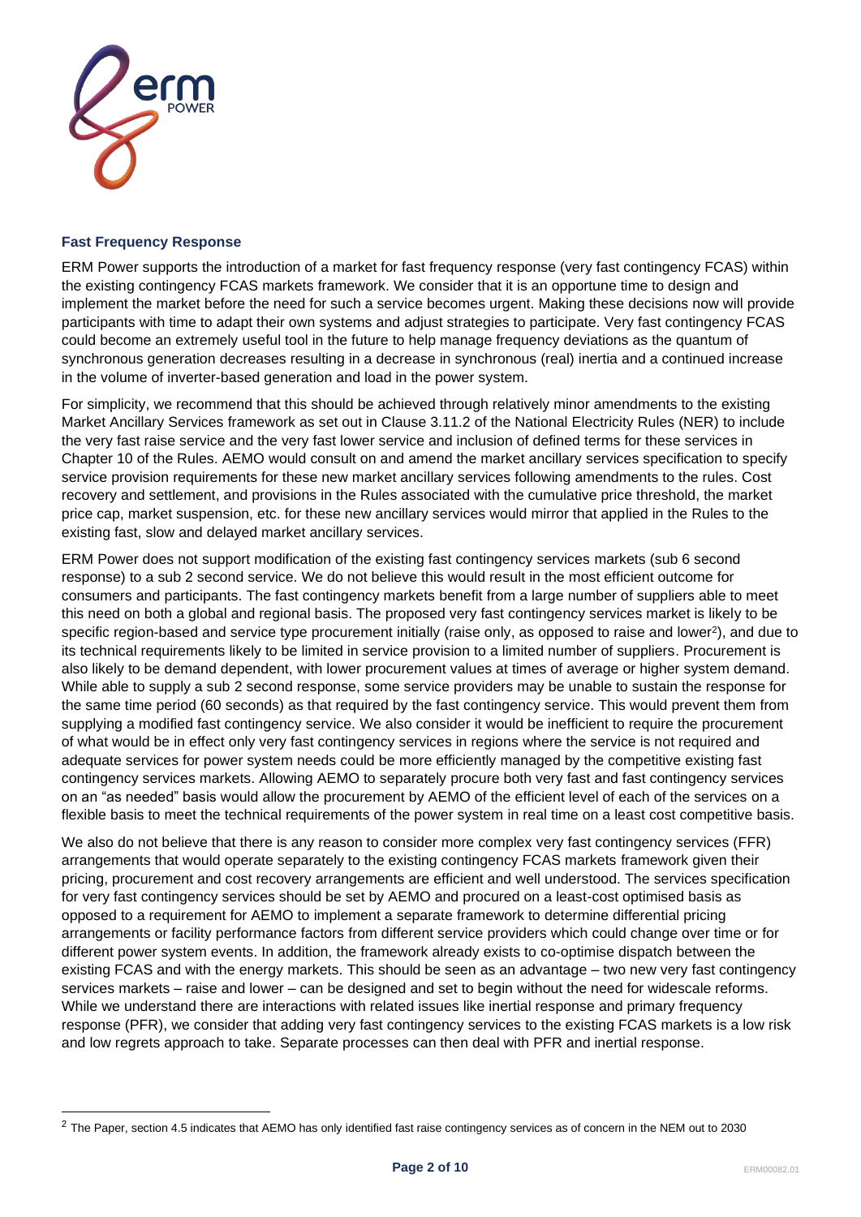### Fast Frequency Response

ERM Power supports the introduction of a market for fast frequency response (very fast contingency FCAS) within the existing contingency FCAS markets framework. We consider that it is an opportune time to design and implement the market before the need for such a service becomes urgent. Making these decisions now will provide participants with time to adapt their own systems and adjust strategies to participate. Very fast contingency FCAS could become an extremely useful tool in the future to help manage frequency deviations as the quantum of synchronous generation decreases resulting in a decrease in synchronous (real) inertia and a continued increase in the volume of inverter-based generation and load in the power system.

For simplicity, we recommend that this should be achieved through relatively minor amendments to the existing Market Ancillary Services framework as set out in Clause 3.11.2 of the National Electricity Rules (NER) to include the very fast raise service and the very fast lower service and inclusion of defined terms for these services in Chapter 10 of the Rules. AEMO would consult on and amend the market ancillary services specification to specify service provision requirements for these new market ancillary services following amendments to the rules. Cost recovery and settlement, and provisions in the Rules associated with the cumulative price threshold, the market price cap, market suspension, etc. for these new ancillary services would mirror that applied in the Rules to the existing fast, slow and delayed market ancillary services.

ERM Power does not support modification of the existing fast contingency services markets (sub 6 second response) to a sub 2 second service. We do not believe this would result in the most efficient outcome for consumers and participants. The fast contingency markets benefit from a large number of suppliers able to meet this need on both a global and regional basis. The proposed very fast contingency services market is likely to be specific region-based and service type procurement initially (raise only, as opposed to raise and lower[2]), and due to its technical requirements likely to be limited in service provision to a limited number of suppliers. Procurement is also likely to be demand dependent, with lower procurement values at times of average or higher system demand. While able to supply a sub 2 second response, some service providers may be unable to sustain the response for the same time period (60 seconds) as that required by the fast contingency service. This would prevent them from supplying a modified fast contingency service. We also consider it would be inefficient to require the procurement of what would be in effect only very fast contingency services in regions where the service is not required and adequate services for power system needs could be more efficiently managed by the competitive existing fast contingency services markets. Allowing AEMO to separately procure both very fast and fast contingency services on an "as needed" basis would allow the procurement by AEMO of the efficient level of each of the services on a flexible basis to meet the technical requirements of the power system in real time on a least cost competitive basis.

We also do not believe that there is any reason to consider more complex very fast contingency services (FFR) arrangements that would operate separately to the existing contingency FCAS markets framework given their pricing, procurement and cost recovery arrangements are efficient and well understood. The services specification for very fast contingency services should be set by AEMO and procured on a least-cost optimised basis as opposed to a requirement for AEMO to implement a separate framework to determine differential pricing arrangements or facility performance factors from different service providers which could change over time or for different power system events. In addition, the framework already exists to co-optimise dispatch between the existing FCAS and with the energy markets. This should be seen as an advantage – two new very fast contingency services markets – raise and lower – can be designed and set to begin without the need for widescale reforms. While we understand there are interactions with related issues like inertial response and primary frequency response (PFR), we consider that adding very fast contingency services to the existing FCAS markets is a low risk and low regrets approach to take. Separate processes can then deal with PFR and inertial response.

---

[2] The Paper, section 4.5 indicates that AEMO has only identified fast raise contingency services as of concern in the NEM out to 2030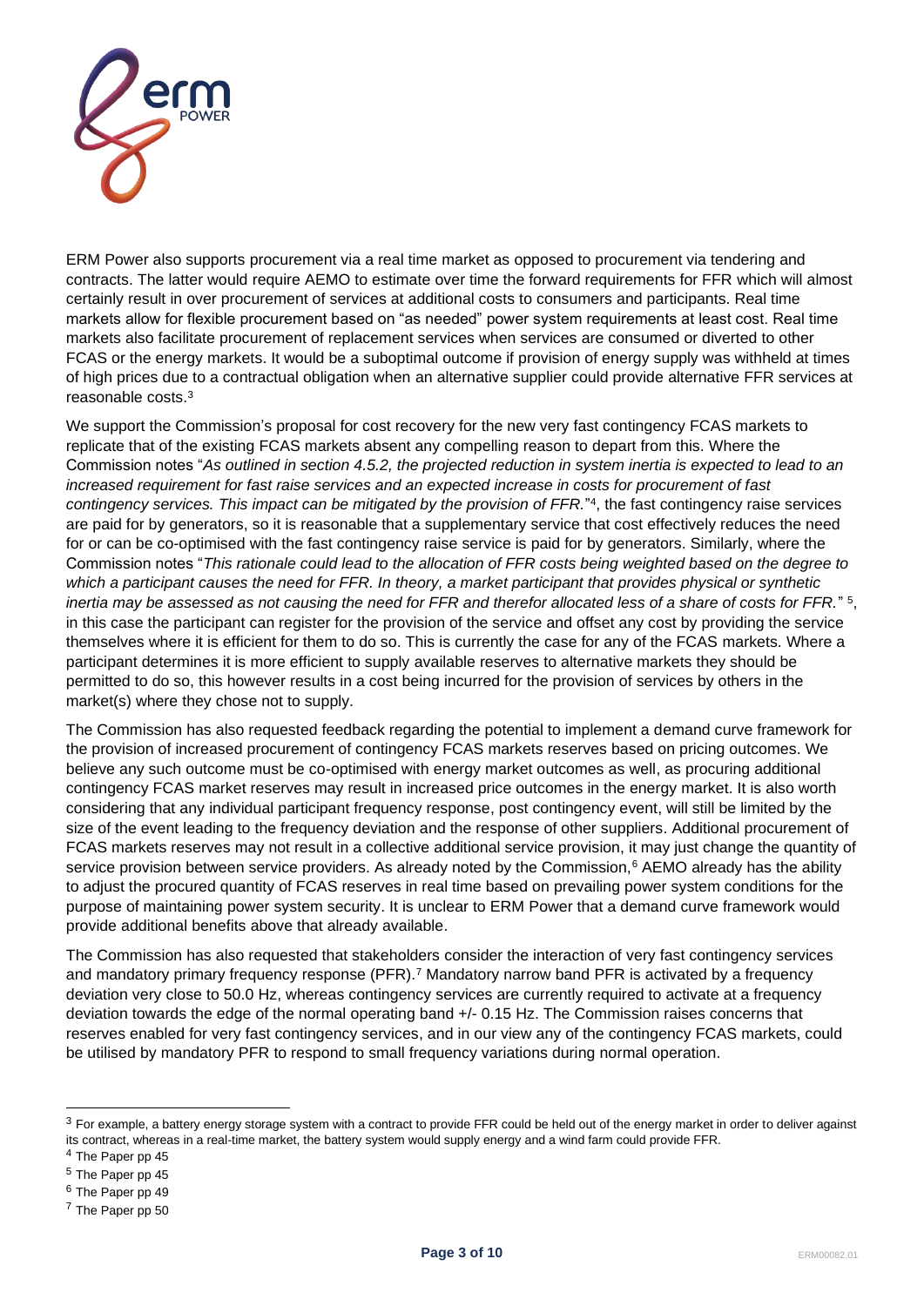ERM Power also supports procurement via a real time market as opposed to procurement via tendering and contracts. The latter would require AEMO to estimate over time the forward requirements for FFR which will almost certainly result in over procurement of services at additional costs to consumers and participants. Real time markets allow for flexible procurement based on "as needed" power system requirements at least cost. Real time markets also facilitate procurement of replacement services when services are consumed or diverted to other FCAS or the energy markets. It would be a suboptimal outcome if provision of energy supply was withheld at times of high prices due to a contractual obligation when an alternative supplier could provide alternative FFR services at reasonable costs.[3]

We support the Commission's proposal for cost recovery for the new very fast contingency FCAS markets to replicate that of the existing FCAS markets absent any compelling reason to depart from this. Where the Commission notes "*As outlined in section 4.5.2, the projected reduction in system inertia is expected to lead to an increased requirement for fast raise services and an expected increase in costs for procurement of fast contingency services. This impact can be mitigated by the provision of FFR.*"[4], the fast contingency raise services are paid for by generators, so it is reasonable that a supplementary service that cost effectively reduces the need for or can be co-optimised with the fast contingency raise service is paid for by generators. Similarly, where the Commission notes "*This rationale could lead to the allocation of FFR costs being weighted based on the degree to which a participant causes the need for FFR. In theory, a market participant that provides physical or synthetic inertia may be assessed as not causing the need for FFR and therefor allocated less of a share of costs for FFR.*" [5], in this case the participant can register for the provision of the service and offset any cost by providing the service themselves where it is efficient for them to do so. This is currently the case for any of the FCAS markets. Where a participant determines it is more efficient to supply available reserves to alternative markets they should be permitted to do so, this however results in a cost being incurred for the provision of services by others in the market(s) where they chose not to supply.

The Commission has also requested feedback regarding the potential to implement a demand curve framework for the provision of increased procurement of contingency FCAS markets reserves based on pricing outcomes. We believe any such outcome must be co-optimised with energy market outcomes as well, as procuring additional contingency FCAS market reserves may result in increased price outcomes in the energy market. It is also worth considering that any individual participant frequency response, post contingency event, will still be limited by the size of the event leading to the frequency deviation and the response of other suppliers. Additional procurement of FCAS markets reserves may not result in a collective additional service provision, it may just change the quantity of service provision between service providers. As already noted by the Commission,[6] AEMO already has the ability to adjust the procured quantity of FCAS reserves in real time based on prevailing power system conditions for the purpose of maintaining power system security. It is unclear to ERM Power that a demand curve framework would provide additional benefits above that already available.

The Commission has also requested that stakeholders consider the interaction of very fast contingency services and mandatory primary frequency response (PFR).[7] Mandatory narrow band PFR is activated by a frequency deviation very close to 50.0 Hz, whereas contingency services are currently required to activate at a frequency deviation towards the edge of the normal operating band +/- 0.15 Hz. The Commission raises concerns that reserves enabled for very fast contingency services, and in our view any of the contingency FCAS markets, could be utilised by mandatory PFR to respond to small frequency variations during normal operation.

---

[3] For example, a battery energy storage system with a contract to provide FFR could be held out of the energy market in order to deliver against its contract, whereas in a real-time market, the battery system would supply energy and a wind farm could provide FFR.

[4] The Paper pp 45

[5] The Paper pp 45

[6] The Paper pp 49

[7] The Paper pp 50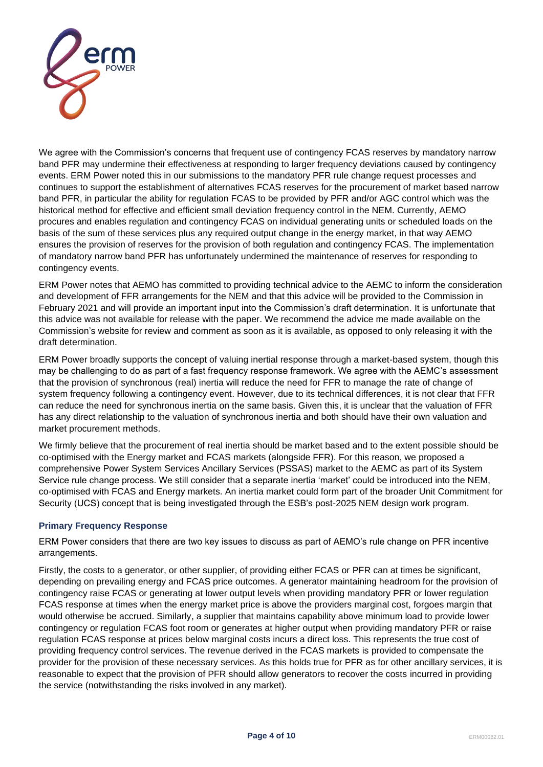We agree with the Commission's concerns that frequent use of contingency FCAS reserves by mandatory narrow band PFR may undermine their effectiveness at responding to larger frequency deviations caused by contingency events. ERM Power noted this in our submissions to the mandatory PFR rule change request processes and continues to support the establishment of alternatives FCAS reserves for the procurement of market based narrow band PFR, in particular the ability for regulation FCAS to be provided by PFR and/or AGC control which was the historical method for effective and efficient small deviation frequency control in the NEM. Currently, AEMO procures and enables regulation and contingency FCAS on individual generating units or scheduled loads on the basis of the sum of these services plus any required output change in the energy market, in that way AEMO ensures the provision of reserves for the provision of both regulation and contingency FCAS. The implementation of mandatory narrow band PFR has unfortunately undermined the maintenance of reserves for responding to contingency events.

ERM Power notes that AEMO has committed to providing technical advice to the AEMC to inform the consideration and development of FFR arrangements for the NEM and that this advice will be provided to the Commission in February 2021 and will provide an important input into the Commission's draft determination. It is unfortunate that this advice was not available for release with the paper. We recommend the advice me made available on the Commission's website for review and comment as soon as it is available, as opposed to only releasing it with the draft determination.

ERM Power broadly supports the concept of valuing inertial response through a market-based system, though this may be challenging to do as part of a fast frequency response framework. We agree with the AEMC's assessment that the provision of synchronous (real) inertia will reduce the need for FFR to manage the rate of change of system frequency following a contingency event. However, due to its technical differences, it is not clear that FFR can reduce the need for synchronous inertia on the same basis. Given this, it is unclear that the valuation of FFR has any direct relationship to the valuation of synchronous inertia and both should have their own valuation and market procurement methods.

We firmly believe that the procurement of real inertia should be market based and to the extent possible should be co-optimised with the Energy market and FCAS markets (alongside FFR). For this reason, we proposed a comprehensive Power System Services Ancillary Services (PSSAS) market to the AEMC as part of its System Service rule change process. We still consider that a separate inertia 'market' could be introduced into the NEM, co-optimised with FCAS and Energy markets. An inertia market could form part of the broader Unit Commitment for Security (UCS) concept that is being investigated through the ESB's post-2025 NEM design work program.

### Primary Frequency Response

ERM Power considers that there are two key issues to discuss as part of AEMO's rule change on PFR incentive arrangements.

Firstly, the costs to a generator, or other supplier, of providing either FCAS or PFR can at times be significant, depending on prevailing energy and FCAS price outcomes. A generator maintaining headroom for the provision of contingency raise FCAS or generating at lower output levels when providing mandatory PFR or lower regulation FCAS response at times when the energy market price is above the providers marginal cost, forgoes margin that would otherwise be accrued. Similarly, a supplier that maintains capability above minimum load to provide lower contingency or regulation FCAS foot room or generates at higher output when providing mandatory PFR or raise regulation FCAS response at prices below marginal costs incurs a direct loss. This represents the true cost of providing frequency control services. The revenue derived in the FCAS markets is provided to compensate the provider for the provision of these necessary services. As this holds true for PFR as for other ancillary services, it is reasonable to expect that the provision of PFR should allow generators to recover the costs incurred in providing the service (notwithstanding the risks involved in any market).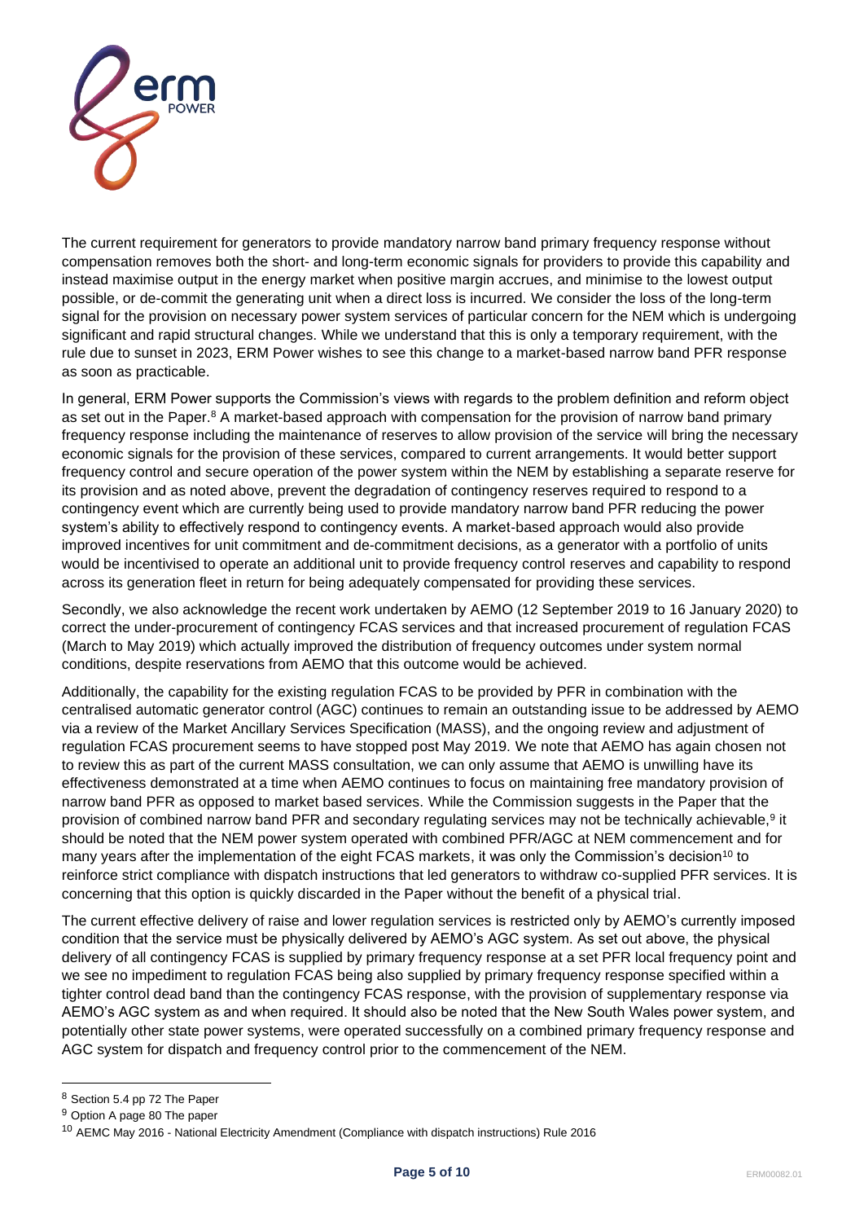The current requirement for generators to provide mandatory narrow band primary frequency response without compensation removes both the short- and long-term economic signals for providers to provide this capability and instead maximise output in the energy market when positive margin accrues, and minimise to the lowest output possible, or de-commit the generating unit when a direct loss is incurred. We consider the loss of the long-term signal for the provision on necessary power system services of particular concern for the NEM which is undergoing significant and rapid structural changes. While we understand that this is only a temporary requirement, with the rule due to sunset in 2023, ERM Power wishes to see this change to a market-based narrow band PFR response as soon as practicable.

In general, ERM Power supports the Commission's views with regards to the problem definition and reform object as set out in the Paper.[8] A market-based approach with compensation for the provision of narrow band primary frequency response including the maintenance of reserves to allow provision of the service will bring the necessary economic signals for the provision of these services, compared to current arrangements. It would better support frequency control and secure operation of the power system within the NEM by establishing a separate reserve for its provision and as noted above, prevent the degradation of contingency reserves required to respond to a contingency event which are currently being used to provide mandatory narrow band PFR reducing the power system's ability to effectively respond to contingency events. A market-based approach would also provide improved incentives for unit commitment and de-commitment decisions, as a generator with a portfolio of units would be incentivised to operate an additional unit to provide frequency control reserves and capability to respond across its generation fleet in return for being adequately compensated for providing these services.

Secondly, we also acknowledge the recent work undertaken by AEMO (12 September 2019 to 16 January 2020) to correct the under-procurement of contingency FCAS services and that increased procurement of regulation FCAS (March to May 2019) which actually improved the distribution of frequency outcomes under system normal conditions, despite reservations from AEMO that this outcome would be achieved.

Additionally, the capability for the existing regulation FCAS to be provided by PFR in combination with the centralised automatic generator control (AGC) continues to remain an outstanding issue to be addressed by AEMO via a review of the Market Ancillary Services Specification (MASS), and the ongoing review and adjustment of regulation FCAS procurement seems to have stopped post May 2019. We note that AEMO has again chosen not to review this as part of the current MASS consultation, we can only assume that AEMO is unwilling have its effectiveness demonstrated at a time when AEMO continues to focus on maintaining free mandatory provision of narrow band PFR as opposed to market based services. While the Commission suggests in the Paper that the provision of combined narrow band PFR and secondary regulating services may not be technically achievable,[9] it should be noted that the NEM power system operated with combined PFR/AGC at NEM commencement and for many years after the implementation of the eight FCAS markets, it was only the Commission's decision[10] to reinforce strict compliance with dispatch instructions that led generators to withdraw co-supplied PFR services. It is concerning that this option is quickly discarded in the Paper without the benefit of a physical trial.

The current effective delivery of raise and lower regulation services is restricted only by AEMO's currently imposed condition that the service must be physically delivered by AEMO's AGC system. As set out above, the physical delivery of all contingency FCAS is supplied by primary frequency response at a set PFR local frequency point and we see no impediment to regulation FCAS being also supplied by primary frequency response specified within a tighter control dead band than the contingency FCAS response, with the provision of supplementary response via AEMO's AGC system as and when required. It should also be noted that the New South Wales power system, and potentially other state power systems, were operated successfully on a combined primary frequency response and AGC system for dispatch and frequency control prior to the commencement of the NEM.

[8] Section 5.4 pp 72 The Paper

[9] Option A page 80 The paper

[10] AEMC May 2016 - National Electricity Amendment (Compliance with dispatch instructions) Rule 2016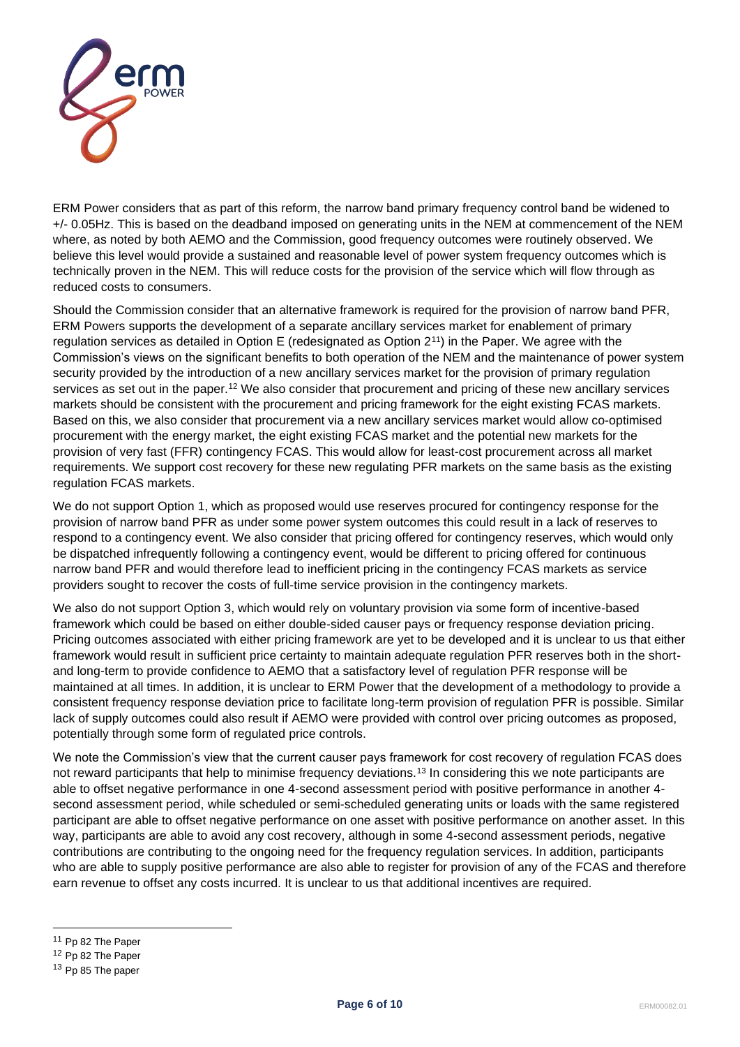ERM Power considers that as part of this reform, the narrow band primary frequency control band be widened to +/- 0.05Hz. This is based on the deadband imposed on generating units in the NEM at commencement of the NEM where, as noted by both AEMO and the Commission, good frequency outcomes were routinely observed. We believe this level would provide a sustained and reasonable level of power system frequency outcomes which is technically proven in the NEM. This will reduce costs for the provision of the service which will flow through as reduced costs to consumers.

Should the Commission consider that an alternative framework is required for the provision of narrow band PFR, ERM Powers supports the development of a separate ancillary services market for enablement of primary regulation services as detailed in Option E (redesignated as Option 2[11]) in the Paper. We agree with the Commission's views on the significant benefits to both operation of the NEM and the maintenance of power system security provided by the introduction of a new ancillary services market for the provision of primary regulation services as set out in the paper.[12] We also consider that procurement and pricing of these new ancillary services markets should be consistent with the procurement and pricing framework for the eight existing FCAS markets. Based on this, we also consider that procurement via a new ancillary services market would allow co-optimised procurement with the energy market, the eight existing FCAS market and the potential new markets for the provision of very fast (FFR) contingency FCAS. This would allow for least-cost procurement across all market requirements. We support cost recovery for these new regulating PFR markets on the same basis as the existing regulation FCAS markets.

We do not support Option 1, which as proposed would use reserves procured for contingency response for the provision of narrow band PFR as under some power system outcomes this could result in a lack of reserves to respond to a contingency event. We also consider that pricing offered for contingency reserves, which would only be dispatched infrequently following a contingency event, would be different to pricing offered for continuous narrow band PFR and would therefore lead to inefficient pricing in the contingency FCAS markets as service providers sought to recover the costs of full-time service provision in the contingency markets.

We also do not support Option 3, which would rely on voluntary provision via some form of incentive-based framework which could be based on either double-sided causer pays or frequency response deviation pricing. Pricing outcomes associated with either pricing framework are yet to be developed and it is unclear to us that either framework would result in sufficient price certainty to maintain adequate regulation PFR reserves both in the short- and long-term to provide confidence to AEMO that a satisfactory level of regulation PFR response will be maintained at all times. In addition, it is unclear to ERM Power that the development of a methodology to provide a consistent frequency response deviation price to facilitate long-term provision of regulation PFR is possible. Similar lack of supply outcomes could also result if AEMO were provided with control over pricing outcomes as proposed, potentially through some form of regulated price controls.

We note the Commission's view that the current causer pays framework for cost recovery of regulation FCAS does not reward participants that help to minimise frequency deviations.[13] In considering this we note participants are able to offset negative performance in one 4-second assessment period with positive performance in another 4-second assessment period, while scheduled or semi-scheduled generating units or loads with the same registered participant are able to offset negative performance on one asset with positive performance on another asset. In this way, participants are able to avoid any cost recovery, although in some 4-second assessment periods, negative contributions are contributing to the ongoing need for the frequency regulation services. In addition, participants who are able to supply positive performance are also able to register for provision of any of the FCAS and therefore earn revenue to offset any costs incurred. It is unclear to us that additional incentives are required.

---

[11] Pp 82 The Paper

[12] Pp 82 The Paper

[13] Pp 85 The paper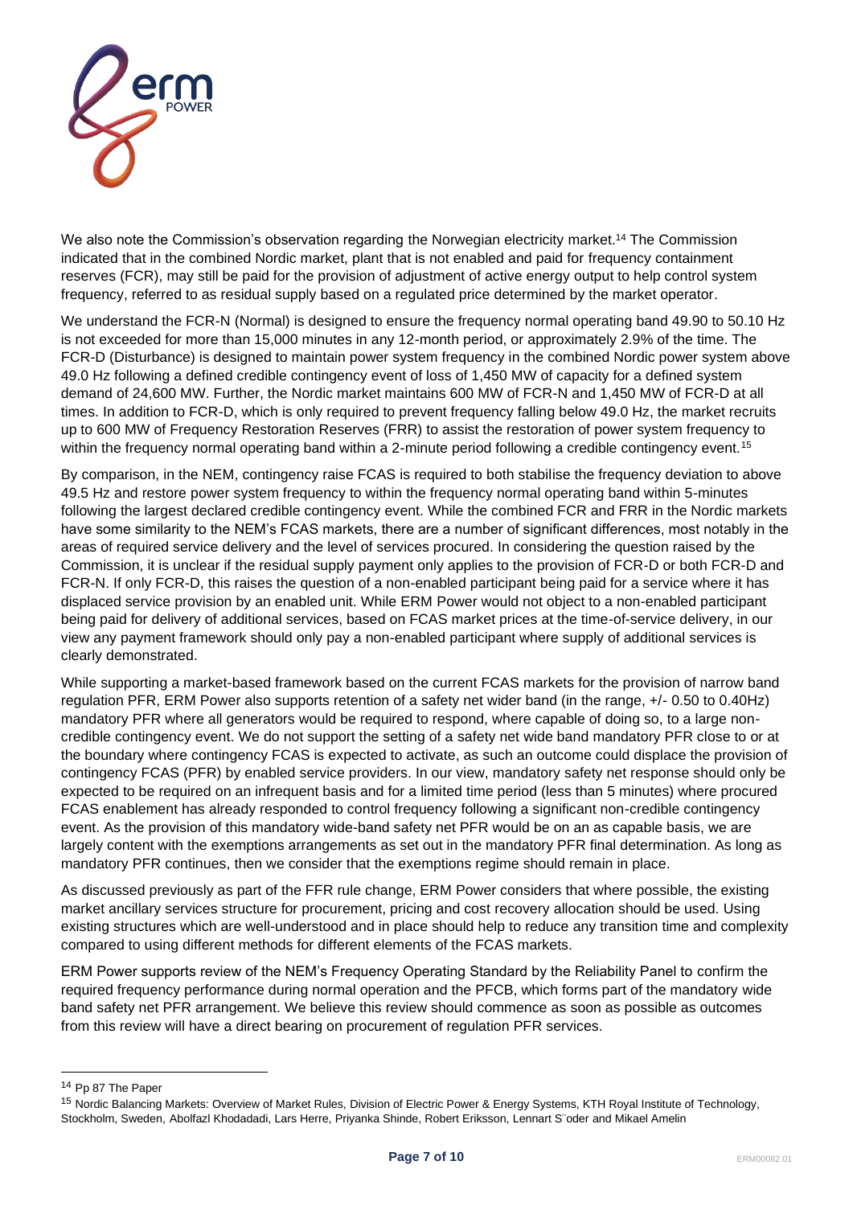We also note the Commission's observation regarding the Norwegian electricity market.[14] The Commission indicated that in the combined Nordic market, plant that is not enabled and paid for frequency containment reserves (FCR), may still be paid for the provision of adjustment of active energy output to help control system frequency, referred to as residual supply based on a regulated price determined by the market operator.

We understand the FCR-N (Normal) is designed to ensure the frequency normal operating band 49.90 to 50.10 Hz is not exceeded for more than 15,000 minutes in any 12-month period, or approximately 2.9% of the time. The FCR-D (Disturbance) is designed to maintain power system frequency in the combined Nordic power system above 49.0 Hz following a defined credible contingency event of loss of 1,450 MW of capacity for a defined system demand of 24,600 MW. Further, the Nordic market maintains 600 MW of FCR-N and 1,450 MW of FCR-D at all times. In addition to FCR-D, which is only required to prevent frequency falling below 49.0 Hz, the market recruits up to 600 MW of Frequency Restoration Reserves (FRR) to assist the restoration of power system frequency to within the frequency normal operating band within a 2-minute period following a credible contingency event.[15]

By comparison, in the NEM, contingency raise FCAS is required to both stabilise the frequency deviation to above 49.5 Hz and restore power system frequency to within the frequency normal operating band within 5-minutes following the largest declared credible contingency event. While the combined FCR and FRR in the Nordic markets have some similarity to the NEM's FCAS markets, there are a number of significant differences, most notably in the areas of required service delivery and the level of services procured. In considering the question raised by the Commission, it is unclear if the residual supply payment only applies to the provision of FCR-D or both FCR-D and FCR-N. If only FCR-D, this raises the question of a non-enabled participant being paid for a service where it has displaced service provision by an enabled unit. While ERM Power would not object to a non-enabled participant being paid for delivery of additional services, based on FCAS market prices at the time-of-service delivery, in our view any payment framework should only pay a non-enabled participant where supply of additional services is clearly demonstrated.

While supporting a market-based framework based on the current FCAS markets for the provision of narrow band regulation PFR, ERM Power also supports retention of a safety net wider band (in the range, +/- 0.50 to 0.40Hz) mandatory PFR where all generators would be required to respond, where capable of doing so, to a large non-credible contingency event. We do not support the setting of a safety net wide band mandatory PFR close to or at the boundary where contingency FCAS is expected to activate, as such an outcome could displace the provision of contingency FCAS (PFR) by enabled service providers. In our view, mandatory safety net response should only be expected to be required on an infrequent basis and for a limited time period (less than 5 minutes) where procured FCAS enablement has already responded to control frequency following a significant non-credible contingency event. As the provision of this mandatory wide-band safety net PFR would be on an as capable basis, we are largely content with the exemptions arrangements as set out in the mandatory PFR final determination. As long as mandatory PFR continues, then we consider that the exemptions regime should remain in place.

As discussed previously as part of the FFR rule change, ERM Power considers that where possible, the existing market ancillary services structure for procurement, pricing and cost recovery allocation should be used. Using existing structures which are well-understood and in place should help to reduce any transition time and complexity compared to using different methods for different elements of the FCAS markets.

ERM Power supports review of the NEM's Frequency Operating Standard by the Reliability Panel to confirm the required frequency performance during normal operation and the PFCB, which forms part of the mandatory wide band safety net PFR arrangement. We believe this review should commence as soon as possible as outcomes from this review will have a direct bearing on procurement of regulation PFR services.

---

[14] Pp 87 The Paper

[15] Nordic Balancing Markets: Overview of Market Rules, Division of Electric Power & Energy Systems, KTH Royal Institute of Technology, Stockholm, Sweden, Abolfazl Khodadadi, Lars Herre, Priyanka Shinde, Robert Eriksson, Lennart S¨oder and Mikael Amelin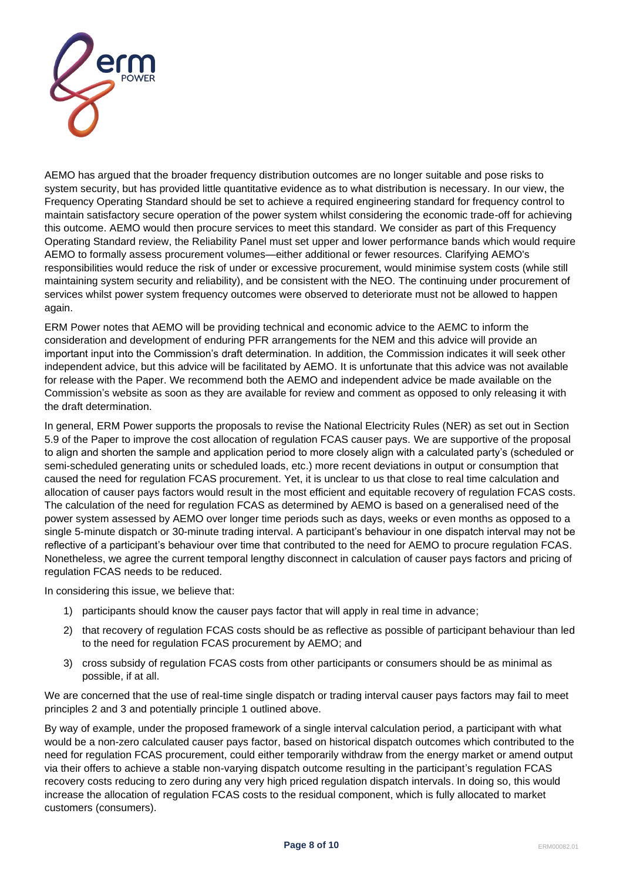AEMO has argued that the broader frequency distribution outcomes are no longer suitable and pose risks to system security, but has provided little quantitative evidence as to what distribution is necessary. In our view, the Frequency Operating Standard should be set to achieve a required engineering standard for frequency control to maintain satisfactory secure operation of the power system whilst considering the economic trade-off for achieving this outcome. AEMO would then procure services to meet this standard. We consider as part of this Frequency Operating Standard review, the Reliability Panel must set upper and lower performance bands which would require AEMO to formally assess procurement volumes—either additional or fewer resources. Clarifying AEMO's responsibilities would reduce the risk of under or excessive procurement, would minimise system costs (while still maintaining system security and reliability), and be consistent with the NEO. The continuing under procurement of services whilst power system frequency outcomes were observed to deteriorate must not be allowed to happen again.

ERM Power notes that AEMO will be providing technical and economic advice to the AEMC to inform the consideration and development of enduring PFR arrangements for the NEM and this advice will provide an important input into the Commission's draft determination. In addition, the Commission indicates it will seek other independent advice, but this advice will be facilitated by AEMO. It is unfortunate that this advice was not available for release with the Paper. We recommend both the AEMO and independent advice be made available on the Commission's website as soon as they are available for review and comment as opposed to only releasing it with the draft determination.

In general, ERM Power supports the proposals to revise the National Electricity Rules (NER) as set out in Section 5.9 of the Paper to improve the cost allocation of regulation FCAS causer pays. We are supportive of the proposal to align and shorten the sample and application period to more closely align with a calculated party's (scheduled or semi-scheduled generating units or scheduled loads, etc.) more recent deviations in output or consumption that caused the need for regulation FCAS procurement. Yet, it is unclear to us that close to real time calculation and allocation of causer pays factors would result in the most efficient and equitable recovery of regulation FCAS costs. The calculation of the need for regulation FCAS as determined by AEMO is based on a generalised need of the power system assessed by AEMO over longer time periods such as days, weeks or even months as opposed to a single 5-minute dispatch or 30-minute trading interval. A participant's behaviour in one dispatch interval may not be reflective of a participant's behaviour over time that contributed to the need for AEMO to procure regulation FCAS. Nonetheless, we agree the current temporal lengthy disconnect in calculation of causer pays factors and pricing of regulation FCAS needs to be reduced.

In considering this issue, we believe that:

1) participants should know the causer pays factor that will apply in real time in advance;
2) that recovery of regulation FCAS costs should be as reflective as possible of participant behaviour than led to the need for regulation FCAS procurement by AEMO; and
3) cross subsidy of regulation FCAS costs from other participants or consumers should be as minimal as possible, if at all.

We are concerned that the use of real-time single dispatch or trading interval causer pays factors may fail to meet principles 2 and 3 and potentially principle 1 outlined above.

By way of example, under the proposed framework of a single interval calculation period, a participant with what would be a non-zero calculated causer pays factor, based on historical dispatch outcomes which contributed to the need for regulation FCAS procurement, could either temporarily withdraw from the energy market or amend output via their offers to achieve a stable non-varying dispatch outcome resulting in the participant's regulation FCAS recovery costs reducing to zero during any very high priced regulation dispatch intervals. In doing so, this would increase the allocation of regulation FCAS costs to the residual component, which is fully allocated to market customers (consumers).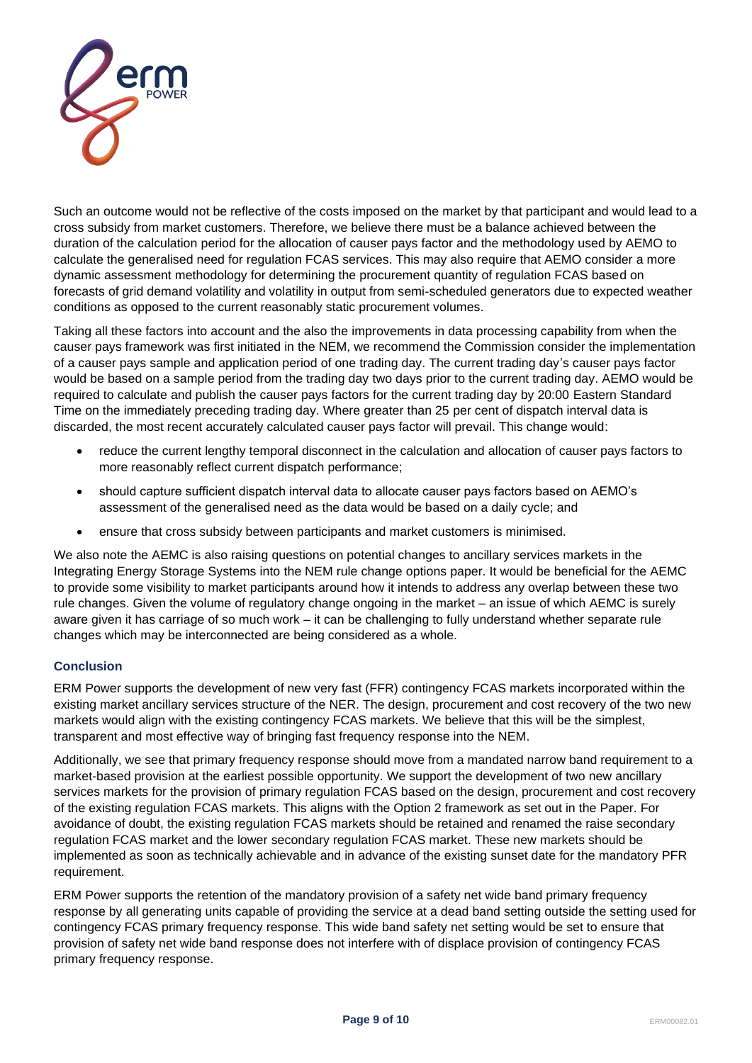Such an outcome would not be reflective of the costs imposed on the market by that participant and would lead to a cross subsidy from market customers. Therefore, we believe there must be a balance achieved between the duration of the calculation period for the allocation of causer pays factor and the methodology used by AEMO to calculate the generalised need for regulation FCAS services. This may also require that AEMO consider a more dynamic assessment methodology for determining the procurement quantity of regulation FCAS based on forecasts of grid demand volatility and volatility in output from semi-scheduled generators due to expected weather conditions as opposed to the current reasonably static procurement volumes.

Taking all these factors into account and the also the improvements in data processing capability from when the causer pays framework was first initiated in the NEM, we recommend the Commission consider the implementation of a causer pays sample and application period of one trading day. The current trading day's causer pays factor would be based on a sample period from the trading day two days prior to the current trading day. AEMO would be required to calculate and publish the causer pays factors for the current trading day by 20:00 Eastern Standard Time on the immediately preceding trading day. Where greater than 25 per cent of dispatch interval data is discarded, the most recent accurately calculated causer pays factor will prevail. This change would:

- reduce the current lengthy temporal disconnect in the calculation and allocation of causer pays factors to more reasonably reflect current dispatch performance;
- should capture sufficient dispatch interval data to allocate causer pays factors based on AEMO's assessment of the generalised need as the data would be based on a daily cycle; and
- ensure that cross subsidy between participants and market customers is minimised.

We also note the AEMC is also raising questions on potential changes to ancillary services markets in the Integrating Energy Storage Systems into the NEM rule change options paper. It would be beneficial for the AEMC to provide some visibility to market participants around how it intends to address any overlap between these two rule changes. Given the volume of regulatory change ongoing in the market – an issue of which AEMC is surely aware given it has carriage of so much work – it can be challenging to fully understand whether separate rule changes which may be interconnected are being considered as a whole.

### Conclusion

ERM Power supports the development of new very fast (FFR) contingency FCAS markets incorporated within the existing market ancillary services structure of the NER. The design, procurement and cost recovery of the two new markets would align with the existing contingency FCAS markets. We believe that this will be the simplest, transparent and most effective way of bringing fast frequency response into the NEM.

Additionally, we see that primary frequency response should move from a mandated narrow band requirement to a market-based provision at the earliest possible opportunity. We support the development of two new ancillary services markets for the provision of primary regulation FCAS based on the design, procurement and cost recovery of the existing regulation FCAS markets. This aligns with the Option 2 framework as set out in the Paper. For avoidance of doubt, the existing regulation FCAS markets should be retained and renamed the raise secondary regulation FCAS market and the lower secondary regulation FCAS market. These new markets should be implemented as soon as technically achievable and in advance of the existing sunset date for the mandatory PFR requirement.

ERM Power supports the retention of the mandatory provision of a safety net wide band primary frequency response by all generating units capable of providing the service at a dead band setting outside the setting used for contingency FCAS primary frequency response. This wide band safety net setting would be set to ensure that provision of safety net wide band response does not interfere with of displace provision of contingency FCAS primary frequency response.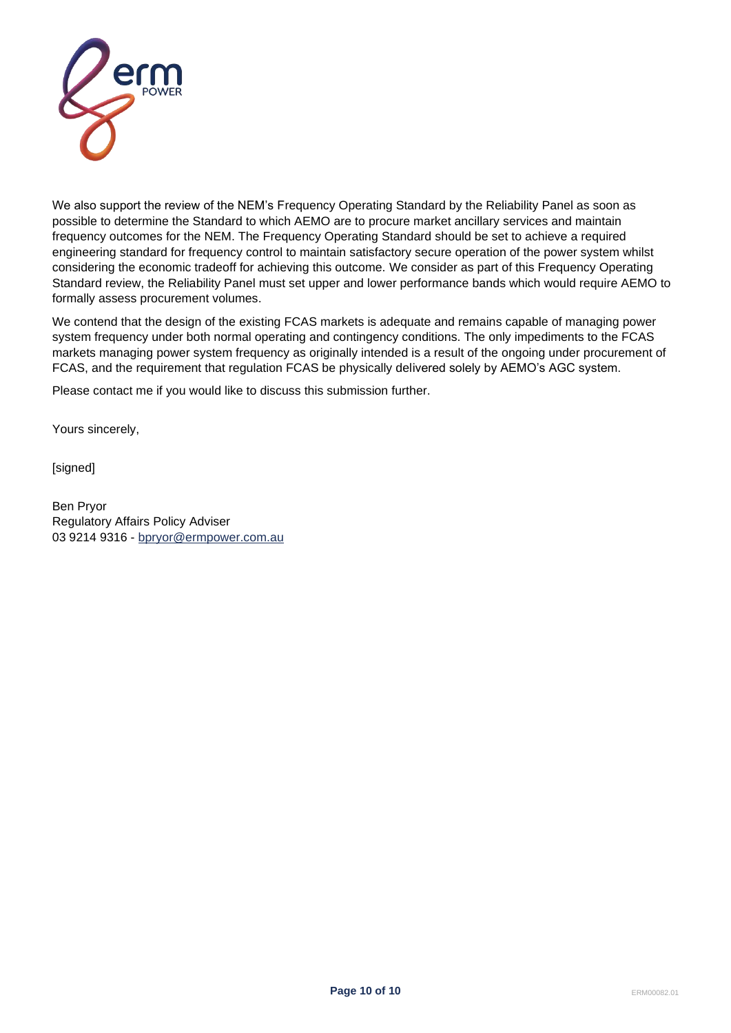We also support the review of the NEM's Frequency Operating Standard by the Reliability Panel as soon as possible to determine the Standard to which AEMO are to procure market ancillary services and maintain frequency outcomes for the NEM. The Frequency Operating Standard should be set to achieve a required engineering standard for frequency control to maintain satisfactory secure operation of the power system whilst considering the economic tradeoff for achieving this outcome. We consider as part of this Frequency Operating Standard review, the Reliability Panel must set upper and lower performance bands which would require AEMO to formally assess procurement volumes.

We contend that the design of the existing FCAS markets is adequate and remains capable of managing power system frequency under both normal operating and contingency conditions. The only impediments to the FCAS markets managing power system frequency as originally intended is a result of the ongoing under procurement of FCAS, and the requirement that regulation FCAS be physically delivered solely by AEMO's AGC system.

Please contact me if you would like to discuss this submission further.

Yours sincerely,

[signed]

Ben Pryor
Regulatory Affairs Policy Adviser
03 9214 9316 - bpryor@ermpower.com.au